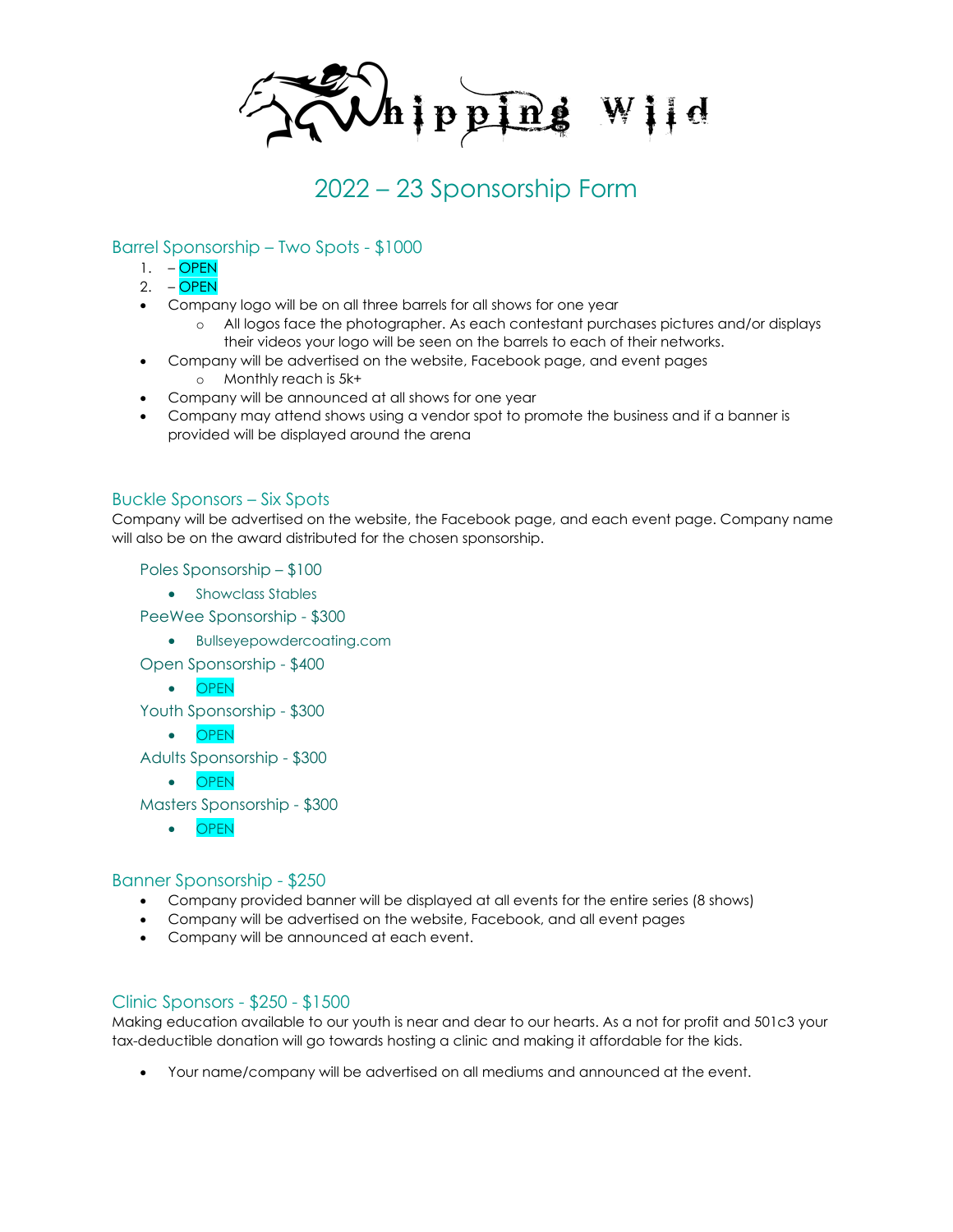# Whipping Wild

# 2022 – 23 Sponsorship Form

## Barrel Sponsorship – Two Spots - $1000

1. – OPEN
2. – OPEN

- Company logo will be on all three barrels for all shows for one year
  - All logos face the photographer. As each contestant purchases pictures and/or displays their videos your logo will be seen on the barrels to each of their networks.
- Company will be advertised on the website, Facebook page, and event pages
  - Monthly reach is 5k+
- Company will be announced at all shows for one year
- Company may attend shows using a vendor spot to promote the business and if a banner is provided will be displayed around the arena

## Buckle Sponsors – Six Spots

Company will be advertised on the website, the Facebook page, and each event page. Company name will also be on the award distributed for the chosen sponsorship.

### Poles Sponsorship – $100

- Showclass Stables

### PeeWee Sponsorship - $300

- Bullseyepowdercoating.com

### Open Sponsorship - $400

- OPEN

### Youth Sponsorship - $300

- OPEN

### Adults Sponsorship - $300

- OPEN

### Masters Sponsorship - $300

- OPEN

## Banner Sponsorship - $250

- Company provided banner will be displayed at all events for the entire series (8 shows)
- Company will be advertised on the website, Facebook, and all event pages
- Company will be announced at each event.

## Clinic Sponsors - $250 - $1500

Making education available to our youth is near and dear to our hearts. As a not for profit and 501c3 your tax-deductible donation will go towards hosting a clinic and making it affordable for the kids.

- Your name/company will be advertised on all mediums and announced at the event.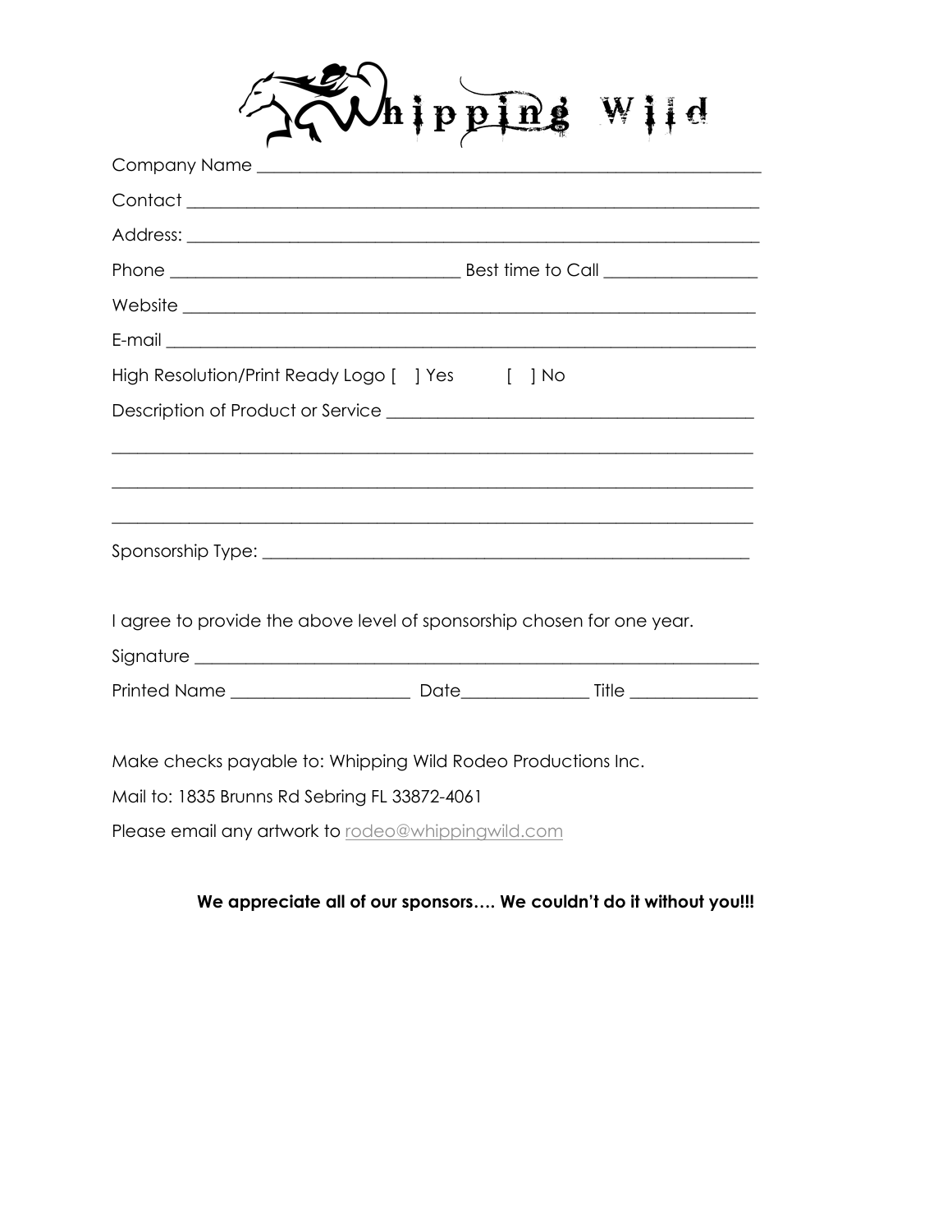# Whipping Wild

Company Name ______________________________________________________________

Contact ___________________________________________________________________

Address: __________________________________________________________________

Phone ____________________________________ Best time to Call __________________

Website ___________________________________________________________________

E-mail ____________________________________________________________________

High Resolution/Print Ready Logo [ ] Yes [ ] No

Description of Product or Service _____________________________________________

_________________________________________________________________________

_________________________________________________________________________

_________________________________________________________________________

Sponsorship Type: _________________________________________________________

I agree to provide the above level of sponsorship chosen for one year.

Signature _________________________________________________________________

Printed Name _____________________ Date_______________ Title _______________

Make checks payable to: Whipping Wild Rodeo Productions Inc.

Mail to: 1835 Brunns Rd Sebring FL 33872-4061

Please email any artwork to rodeo@whippingwild.com

**We appreciate all of our sponsors…. We couldn't do it without you!!!**